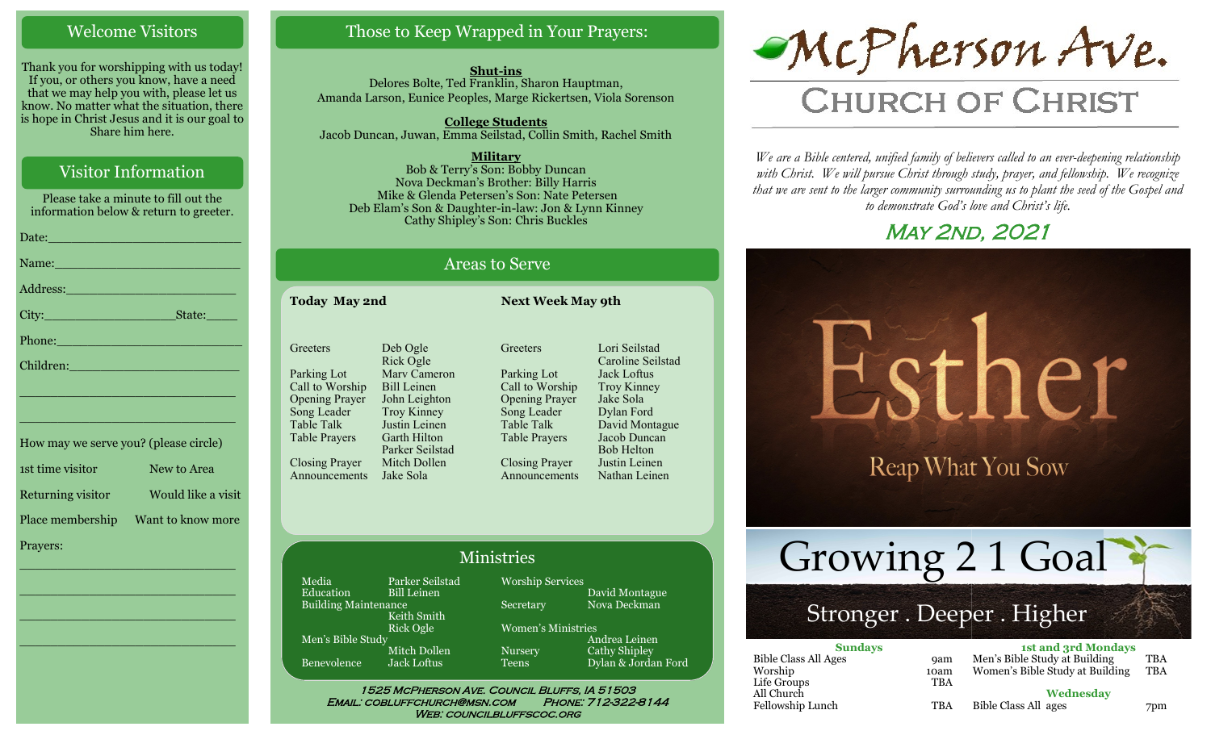## Welcome Visitors

Thank you for worshipping with us today! If you, or others you know, have a need that we may help you with, please let us know. No matter what the situation, there is hope in Christ Jesus and it is our goal to Share him here.

## Visitor Information

Please take a minute to fill out the information below & return to greeter.

Date:_______________________

Name:_______________________

Address:_____________________

City:_______________State:_____

Phone:______________________

Children:____________________

_____________________________

_____________________________

How may we serve you? (please circle)

1st time visitor — New to Area

Returning visitor — Would like a visit

Place membership — Want to know more

Prayers:

_____________________________

_____________________________

_____________________________

_____________________________

## Those to Keep Wrapped in Your Prayers:

**Shut-ins**

Delores Bolte, Ted Franklin, Sharon Hauptman, Amanda Larson, Eunice Peoples, Marge Rickertsen, Viola Sorenson

**College Students**

Jacob Duncan, Juwan, Emma Seilstad, Collin Smith, Rachel Smith

**Military**

Bob & Terry's Son: Bobby Duncan
Nova Deckman's Brother: Billy Harris
Mike & Glenda Petersen's Son: Nate Petersen
Deb Elam's Son & Daughter-in-law: Jon & Lynn Kinney
Cathy Shipley's Son: Chris Buckles

## Areas to Serve

| Today May 2nd | | Next Week May 9th | |
|---|---|---|---|
| Greeters | Deb Ogle, Rick Ogle | Greeters | Lori Seilstad, Caroline Seilstad |
| Parking Lot | Marv Cameron | Parking Lot | Jack Loftus |
| Call to Worship | Bill Leinen | Call to Worship | Troy Kinney |
| Opening Prayer | John Leighton | Opening Prayer | Jake Sola |
| Song Leader | Troy Kinney | Song Leader | Dylan Ford |
| Table Talk | Justin Leinen | Table Talk | David Montague |
| Table Prayers | Garth Hilton, Parker Seilstad | Table Prayers | Jacob Duncan, Bob Helton |
| Closing Prayer | Mitch Dollen | Closing Prayer | Justin Leinen |
| Announcements | Jake Sola | Announcements | Nathan Leinen |

## Ministries

| | | | |
|---|---|---|---|
| Media | Parker Seilstad | Worship Services | David Montague |
| Education | Bill Leinen | Secretary | Nova Deckman |
| Building Maintenance | Keith Smith, Rick Ogle | Women's Ministries | Andrea Leinen |
| Men's Bible Study | Mitch Dollen | Nursery | Cathy Shipley |
| Benevolence | Jack Loftus | Teens | Dylan & Jordan Ford |

1525 McPherson Ave. Council Bluffs, IA 51503
Email: cobluffchurch@msn.com Phone: 712-322-8144
Web: councilbluffscoc.org

# McPherson Ave.
# Church of Christ

*We are a Bible centered, unified family of believers called to an ever-deepening relationship with Christ. We will pursue Christ through study, prayer, and fellowship. We recognize that we are sent to the larger community surrounding us to plant the seed of the Gospel and to demonstrate God's love and Christ's life.*

## May 2nd, 2021

Esther
Reap What You Sow

Growing 2 1 Goal
Stronger . Deeper . Higher

| Sundays | |
|---|---|
| Bible Class All Ages | 9am |
| Worship | 10am |
| Life Groups | TBA |
| All Church Fellowship Lunch | TBA |

| 1st and 3rd Mondays | |
|---|---|
| Men's Bible Study at Building | TBA |
| Women's Bible Study at Building | TBA |

| Wednesday | |
|---|---|
| Bible Class All ages | 7pm |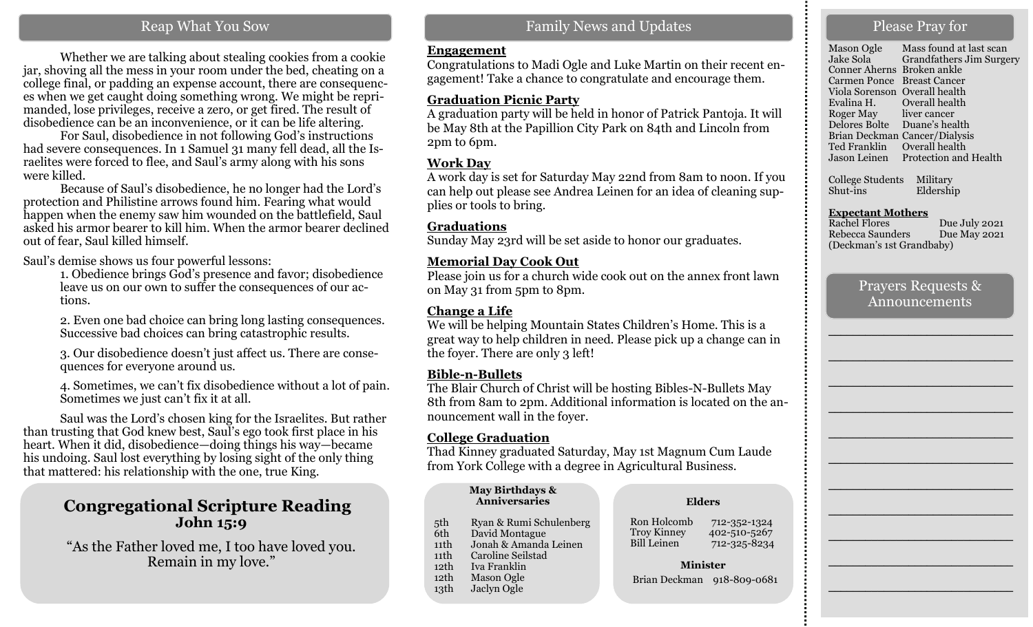## Reap What You Sow

Whether we are talking about stealing cookies from a cookie jar, shoving all the mess in your room under the bed, cheating on a college final, or padding an expense account, there are consequences when we get caught doing something wrong. We might be reprimanded, lose privileges, receive a zero, or get fired. The result of disobedience can be an inconvenience, or it can be life altering.

For Saul, disobedience in not following God's instructions had severe consequences. In 1 Samuel 31 many fell dead, all the Israelites were forced to flee, and Saul's army along with his sons were killed.

Because of Saul's disobedience, he no longer had the Lord's protection and Philistine arrows found him. Fearing what would happen when the enemy saw him wounded on the battlefield, Saul asked his armor bearer to kill him. When the armor bearer declined out of fear, Saul killed himself.

Saul's demise shows us four powerful lessons:

1. Obedience brings God's presence and favor; disobedience leave us on our own to suffer the consequences of our actions.

2. Even one bad choice can bring long lasting consequences. Successive bad choices can bring catastrophic results.

3. Our disobedience doesn't just affect us. There are consequences for everyone around us.

4. Sometimes, we can't fix disobedience without a lot of pain. Sometimes we just can't fix it at all.

Saul was the Lord's chosen king for the Israelites. But rather than trusting that God knew best, Saul's ego took first place in his heart. When it did, disobedience—doing things his way—became his undoing. Saul lost everything by losing sight of the only thing that mattered: his relationship with the one, true King.

### Congregational Scripture Reading
### John 15:9

"As the Father loved me, I too have loved you. Remain in my love."

## Family News and Updates

**Engagement**
Congratulations to Madi Ogle and Luke Martin on their recent engagement! Take a chance to congratulate and encourage them.

**Graduation Picnic Party**
A graduation party will be held in honor of Patrick Pantoja. It will be May 8th at the Papillion City Park on 84th and Lincoln from 2pm to 6pm.

**Work Day**
A work day is set for Saturday May 22nd from 8am to noon. If you can help out please see Andrea Leinen for an idea of cleaning supplies or tools to bring.

**Graduations**
Sunday May 23rd will be set aside to honor our graduates.

**Memorial Day Cook Out**
Please join us for a church wide cook out on the annex front lawn on May 31 from 5pm to 8pm.

**Change a Life**
We will be helping Mountain States Children's Home. This is a great way to help children in need. Please pick up a change can in the foyer. There are only 3 left!

**Bible-n-Bullets**
The Blair Church of Christ will be hosting Bibles-N-Bullets May 8th from 8am to 2pm. Additional information is located on the announcement wall in the foyer.

**College Graduation**
Thad Kinney graduated Saturday, May 1st Magnum Cum Laude from York College with a degree in Agricultural Business.

**May Birthdays & Anniversaries**

| | |
|---|---|
| 5th | Ryan & Rumi Schulenberg |
| 6th | David Montague |
| 11th | Jonah & Amanda Leinen |
| 11th | Caroline Seilstad |
| 12th | Iva Franklin |
| 12th | Mason Ogle |
| 13th | Jaclyn Ogle |

**Elders**

| | |
|---|---|
| Ron Holcomb | 712-352-1324 |
| Troy Kinney | 402-510-5267 |
| Bill Leinen | 712-325-8234 |

**Minister**

Brian Deckman 918-809-0681

## Please Pray for

| | |
|---|---|
| Mason Ogle | Mass found at last scan |
| Jake Sola | Grandfathers Jim Surgery |
| Conner Aherns | Broken ankle |
| Carmen Ponce | Breast Cancer |
| Viola Sorenson | Overall health |
| Evalina H. | Overall health |
| Roger May | liver cancer |
| Delores Bolte | Duane's health |
| Brian Deckman | Cancer/Dialysis |
| Ted Franklin | Overall health |
| Jason Leinen | Protection and Health |

College Students — Military
Shut-ins — Eldership

**Expectant Mothers**

| | |
|---|---|
| Rachel Flores | Due July 2021 |
| Rebecca Saunders | Due May 2021 |

(Deckman's 1st Grandbaby)

## Prayers Requests & Announcements

___________________________

___________________________

___________________________

___________________________

___________________________

___________________________

___________________________

___________________________

___________________________

___________________________

___________________________